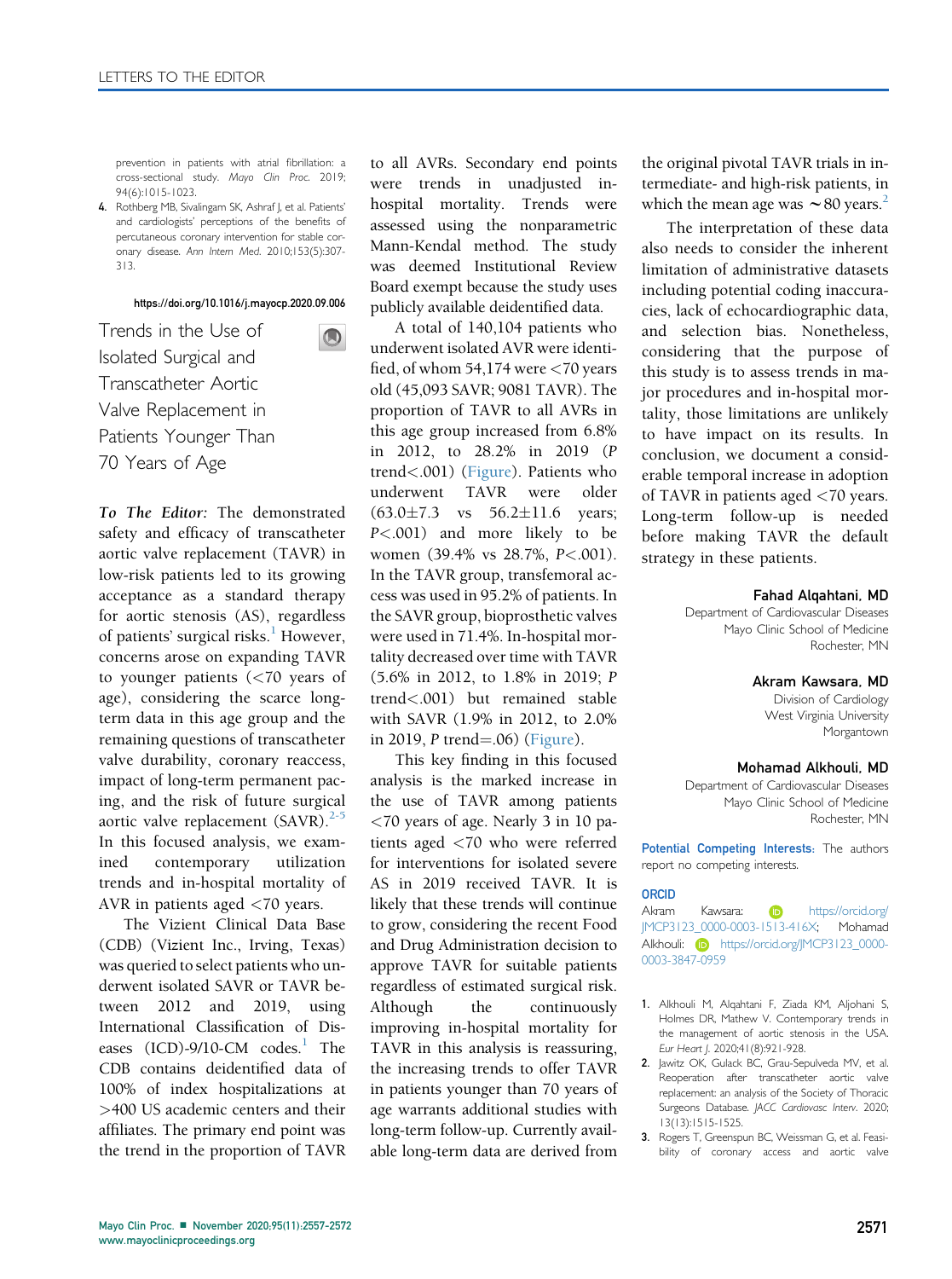prevention in patients with atrial fibrillation: a cross-sectional study. *Mayo Clin Proc.* 2019; 94(6):1015-1023.

4. Rothberg MB, Sivalingam SK, Ashraf J, et al. Patients' and cardiologists' perceptions of the benefits of percutaneous coronary intervention for stable coronary disease. *Ann Intern Med.* 2010;153(5):307-313.

https://doi.org/10.1016/j.mayocp.2020.09.006

# Trends in the Use of Isolated Surgical and Transcatheter Aortic Valve Replacement in Patients Younger Than 70 Years of Age

***To The Editor:*** The demonstrated safety and efficacy of transcatheter aortic valve replacement (TAVR) in low-risk patients led to its growing acceptance as a standard therapy for aortic stenosis (AS), regardless of patients' surgical risks.[1] However, concerns arose on expanding TAVR to younger patients (<70 years of age), considering the scarce long-term data in this age group and the remaining questions of transcatheter valve durability, coronary reaccess, impact of long-term permanent pacing, and the risk of future surgical aortic valve replacement (SAVR).[2-5] In this focused analysis, we examined contemporary utilization trends and in-hospital mortality of AVR in patients aged <70 years.

The Vizient Clinical Data Base (CDB) (Vizient Inc., Irving, Texas) was queried to select patients who underwent isolated SAVR or TAVR between 2012 and 2019, using International Classification of Diseases (ICD)-9/10-CM codes.[1] The CDB contains deidentified data of 100% of index hospitalizations at >400 US academic centers and their affiliates. The primary end point was the trend in the proportion of TAVR to all AVRs. Secondary end points were trends in unadjusted in-hospital mortality. Trends were assessed using the nonparametric Mann-Kendal method. The study was deemed Institutional Review Board exempt because the study uses publicly available deidentified data.

A total of 140,104 patients who underwent isolated AVR were identified, of whom 54,174 were <70 years old (45,093 SAVR; 9081 TAVR). The proportion of TAVR to all AVRs in this age group increased from 6.8% in 2012, to 28.2% in 2019 ($P$ trend<.001) (Figure). Patients who underwent TAVR were older (63.0±7.3 vs 56.2±11.6 years; $P$<.001) and more likely to be women (39.4% vs 28.7%, $P$<.001). In the TAVR group, transfemoral access was used in 95.2% of patients. In the SAVR group, bioprosthetic valves were used in 71.4%. In-hospital mortality decreased over time with TAVR (5.6% in 2012, to 1.8% in 2019; $P$ trend<.001) but remained stable with SAVR (1.9% in 2012, to 2.0% in 2019, $P$ trend=.06) (Figure).

This key finding in this focused analysis is the marked increase in the use of TAVR among patients <70 years of age. Nearly 3 in 10 patients aged <70 who were referred for interventions for isolated severe AS in 2019 received TAVR. It is likely that these trends will continue to grow, considering the recent Food and Drug Administration decision to approve TAVR for suitable patients regardless of estimated surgical risk. Although the continuously improving in-hospital mortality for TAVR in this analysis is reassuring, the increasing trends to offer TAVR in patients younger than 70 years of age warrants additional studies with long-term follow-up. Currently available long-term data are derived from the original pivotal TAVR trials in intermediate- and high-risk patients, in which the mean age was ~80 years.[2]

The interpretation of these data also needs to consider the inherent limitation of administrative datasets including potential coding inaccuracies, lack of echocardiographic data, and selection bias. Nonetheless, considering that the purpose of this study is to assess trends in major procedures and in-hospital mortality, those limitations are unlikely to have impact on its results. In conclusion, we document a considerable temporal increase in adoption of TAVR in patients aged <70 years. Long-term follow-up is needed before making TAVR the default strategy in these patients.

**Fahad Alqahtani, MD**
Department of Cardiovascular Diseases
Mayo Clinic School of Medicine
Rochester, MN

**Akram Kawsara, MD**
Division of Cardiology
West Virginia University
Morgantown

**Mohamad Alkhouli, MD**
Department of Cardiovascular Diseases
Mayo Clinic School of Medicine
Rochester, MN

**Potential Competing Interests:** The authors report no competing interests.

**ORCID**
Akram Kawsara: https://orcid.org/JMCP3123_0000-0003-1513-416X; Mohamad Alkhouli: https://orcid.org/JMCP3123_0000-0003-3847-0959

1. Alkhouli M, Alqahtani F, Ziada KM, Aljohani S, Holmes DR, Mathew V. Contemporary trends in the management of aortic stenosis in the USA. *Eur Heart J.* 2020;41(8):921-928.
2. Jawitz OK, Gulack BC, Grau-Sepulveda MV, et al. Reoperation after transcatheter aortic valve replacement: an analysis of the Society of Thoracic Surgeons Database. *JACC Cardiovasc Interv.* 2020; 13(13):1515-1525.
3. Rogers T, Greenspun BC, Weissman G, et al. Feasibility of coronary access and aortic valve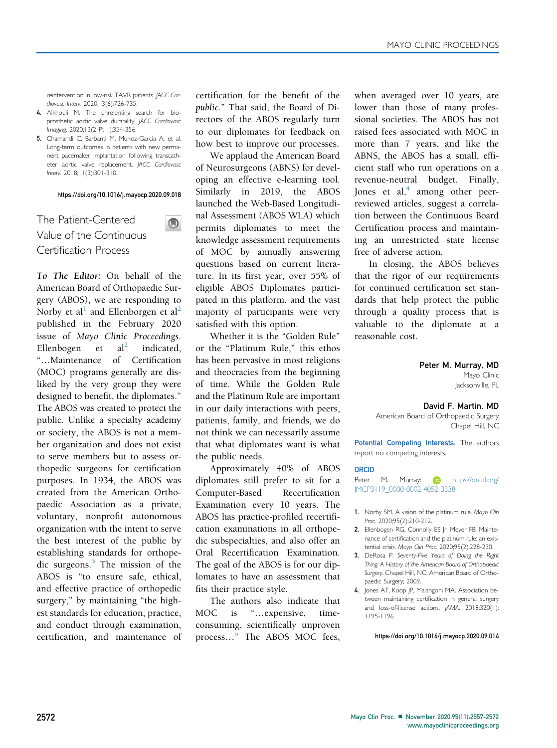reintervention in low-risk TAVR patients. *JACC Cardiovasc Interv*. 2020;13(6):726-735.

4. Alkhouli M. The unrelenting search for bioprosthetic aortic valve durability. *JACC Cardiovasc Imaging*. 2020;13(2 Pt 1):354-356.
5. Chamandi C, Barbanti M, Munoz-Garcia A, et al. Long-term outcomes in patients with new permanent pacemaker implantation following transcatheter aortic valve replacement. *JACC Cardiovasc Interv*. 2018;11(3):301-310.

https://doi.org/10.1016/j.mayocp.2020.09.018

## The Patient-Centered Value of the Continuous Certification Process

***To The Editor:*** On behalf of the American Board of Orthopaedic Surgery (ABOS), we are responding to Norby et al[1] and Ellenborgen et al[2] published in the February 2020 issue of *Mayo Clinic Proceedings*. Ellenbogen et al[2] indicated, "…Maintenance of Certification (MOC) programs generally are disliked by the very group they were designed to benefit, the diplomates." The ABOS was created to protect the public. Unlike a specialty academy or society, the ABOS is not a member organization and does not exist to serve members but to assess orthopedic surgeons for certification purposes. In 1934, the ABOS was created from the American Orthopaedic Association as a private, voluntary, nonprofit autonomous organization with the intent to serve the best interest of the public by establishing standards for orthopedic surgeons.[3] The mission of the ABOS is "to ensure safe, ethical, and effective practice of orthopedic surgery," by maintaining "the highest standards for education, practice, and conduct through examination, certification, and maintenance of certification for the benefit of the *public*." That said, the Board of Directors of the ABOS regularly turn to our diplomates for feedback on how best to improve our processes.

We applaud the American Board of Neurosurgeons (ABNS) for developing an effective e-learning tool. Similarly in 2019, the ABOS launched the Web-Based Longitudinal Assessment (ABOS WLA) which permits diplomates to meet the knowledge assessment requirements of MOC by annually answering questions based on current literature. In its first year, over 55% of eligible ABOS Diplomates participated in this platform, and the vast majority of participants were very satisfied with this option.

Whether it is the "Golden Rule" or the "Platinum Rule," this ethos has been pervasive in most religions and theocracies from the beginning of time. While the Golden Rule and the Platinum Rule are important in our daily interactions with peers, patients, family, and friends, we do not think we can necessarily assume that what diplomates want is what the public needs.

Approximately 40% of ABOS diplomates still prefer to sit for a Computer-Based Recertification Examination every 10 years. The ABOS has practice-profiled recertification examinations in all orthopedic subspecialties, and also offer an Oral Recertification Examination. The goal of the ABOS is for our diplomates to have an assessment that fits their practice style.

The authors also indicate that MOC is "…expensive, time-consuming, scientifically unproven process…" The ABOS MOC fees, when averaged over 10 years, are lower than those of many professional societies. The ABOS has not raised fees associated with MOC in more than 7 years, and like the ABNS, the ABOS has a small, efficient staff who run operations on a revenue-neutral budget. Finally, Jones et al,[4] among other peer-reviewed articles, suggest a correlation between the Continuous Board Certification process and maintaining an unrestricted state license free of adverse action.

In closing, the ABOS believes that the rigor of our requirements for continued certification set standards that help protect the public through a quality process that is valuable to the diplomate at a reasonable cost.

**Peter M. Murray, MD**
Mayo Clinic
Jacksonville, FL

**David F. Martin, MD**
American Board of Orthopaedic Surgery
Chapel Hill, NC

**Potential Competing Interests:** The authors report no competing interests.

**ORCID**
Peter M. Murray: https://orcid.org/JMCP3119_0000-0002-4052-3338

1. Norby SM. A vision of the platinum rule. *Mayo Clin Proc*. 2020;95(2):210-212.
2. Ellenbogen RG, Connolly ES Jr, Meyer FB. Maintenance of certification and the platinum rule: an existential crisis. *Mayo Clin Proc*. 2020;95(2):228-230.
3. DeRosa P. *Seventy-Five Years of Doing the Right Thing: A History of the American Board of Orthopaedic Surgery*. Chapel Hill, NC: American Board of Orthopaedic Surgery; 2009.
4. Jones AT, Koop JP, Malangoni MA. Association between maintaining certification in general surgery and loss-of-license actions. *JAMA*. 2018;320(1):1195-1196.

https://doi.org/10.1016/j.mayocp.2020.09.014